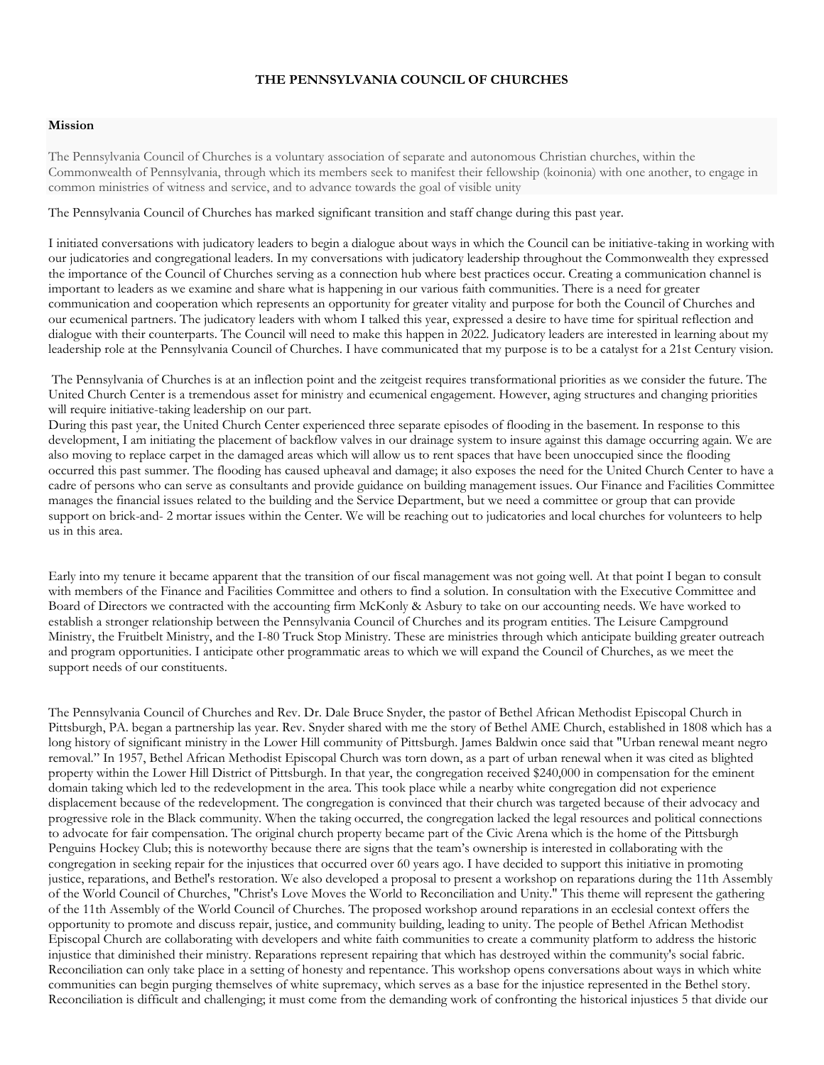**THE PENNSYLVANIA COUNCIL OF CHURCHES**

**Mission**

The Pennsylvania Council of Churches is a voluntary association of separate and autonomous Christian churches, within the Commonwealth of Pennsylvania, through which its members seek to manifest their fellowship (koinonia) with one another, to engage in common ministries of witness and service, and to advance towards the goal of visible unity

The Pennsylvania Council of Churches has marked significant transition and staff change during this past year.

I initiated conversations with judicatory leaders to begin a dialogue about ways in which the Council can be initiative-taking in working with our judicatories and congregational leaders. In my conversations with judicatory leadership throughout the Commonwealth they expressed the importance of the Council of Churches serving as a connection hub where best practices occur. Creating a communication channel is important to leaders as we examine and share what is happening in our various faith communities. There is a need for greater communication and cooperation which represents an opportunity for greater vitality and purpose for both the Council of Churches and our ecumenical partners. The judicatory leaders with whom I talked this year, expressed a desire to have time for spiritual reflection and dialogue with their counterparts. The Council will need to make this happen in 2022. Judicatory leaders are interested in learning about my leadership role at the Pennsylvania Council of Churches. I have communicated that my purpose is to be a catalyst for a 21st Century vision.

The Pennsylvania of Churches is at an inflection point and the zeitgeist requires transformational priorities as we consider the future. The United Church Center is a tremendous asset for ministry and ecumenical engagement. However, aging structures and changing priorities will require initiative-taking leadership on our part.
During this past year, the United Church Center experienced three separate episodes of flooding in the basement. In response to this development, I am initiating the placement of backflow valves in our drainage system to insure against this damage occurring again. We are also moving to replace carpet in the damaged areas which will allow us to rent spaces that have been unoccupied since the flooding occurred this past summer. The flooding has caused upheaval and damage; it also exposes the need for the United Church Center to have a cadre of persons who can serve as consultants and provide guidance on building management issues. Our Finance and Facilities Committee manages the financial issues related to the building and the Service Department, but we need a committee or group that can provide support on brick-and- 2 mortar issues within the Center. We will be reaching out to judicatories and local churches for volunteers to help us in this area.

Early into my tenure it became apparent that the transition of our fiscal management was not going well. At that point I began to consult with members of the Finance and Facilities Committee and others to find a solution. In consultation with the Executive Committee and Board of Directors we contracted with the accounting firm McKonly & Asbury to take on our accounting needs. We have worked to establish a stronger relationship between the Pennsylvania Council of Churches and its program entities. The Leisure Campground Ministry, the Fruitbelt Ministry, and the I-80 Truck Stop Ministry. These are ministries through which anticipate building greater outreach and program opportunities. I anticipate other programmatic areas to which we will expand the Council of Churches, as we meet the support needs of our constituents.

The Pennsylvania Council of Churches and Rev. Dr. Dale Bruce Snyder, the pastor of Bethel African Methodist Episcopal Church in Pittsburgh, PA. began a partnership las year. Rev. Snyder shared with me the story of Bethel AME Church, established in 1808 which has a long history of significant ministry in the Lower Hill community of Pittsburgh. James Baldwin once said that "Urban renewal meant negro removal." In 1957, Bethel African Methodist Episcopal Church was torn down, as a part of urban renewal when it was cited as blighted property within the Lower Hill District of Pittsburgh. In that year, the congregation received $240,000 in compensation for the eminent domain taking which led to the redevelopment in the area. This took place while a nearby white congregation did not experience displacement because of the redevelopment. The congregation is convinced that their church was targeted because of their advocacy and progressive role in the Black community. When the taking occurred, the congregation lacked the legal resources and political connections to advocate for fair compensation. The original church property became part of the Civic Arena which is the home of the Pittsburgh Penguins Hockey Club; this is noteworthy because there are signs that the team's ownership is interested in collaborating with the congregation in seeking repair for the injustices that occurred over 60 years ago. I have decided to support this initiative in promoting justice, reparations, and Bethel's restoration. We also developed a proposal to present a workshop on reparations during the 11th Assembly of the World Council of Churches, "Christ's Love Moves the World to Reconciliation and Unity." This theme will represent the gathering of the 11th Assembly of the World Council of Churches. The proposed workshop around reparations in an ecclesial context offers the opportunity to promote and discuss repair, justice, and community building, leading to unity. The people of Bethel African Methodist Episcopal Church are collaborating with developers and white faith communities to create a community platform to address the historic injustice that diminished their ministry. Reparations represent repairing that which has destroyed within the community's social fabric. Reconciliation can only take place in a setting of honesty and repentance. This workshop opens conversations about ways in which white communities can begin purging themselves of white supremacy, which serves as a base for the injustice represented in the Bethel story. Reconciliation is difficult and challenging; it must come from the demanding work of confronting the historical injustices 5 that divide our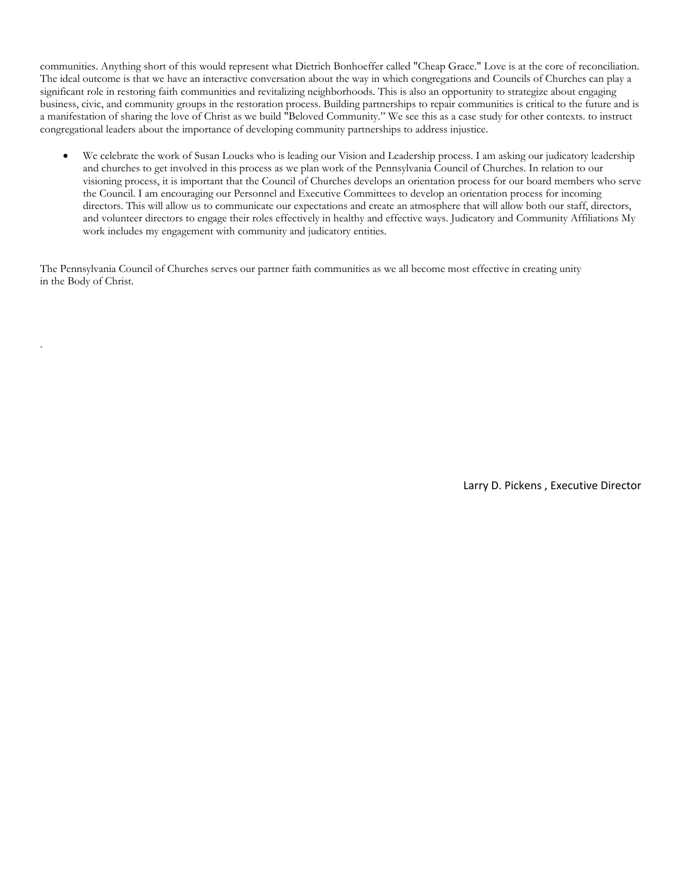communities. Anything short of this would represent what Dietrich Bonhoeffer called "Cheap Grace." Love is at the core of reconciliation. The ideal outcome is that we have an interactive conversation about the way in which congregations and Councils of Churches can play a significant role in restoring faith communities and revitalizing neighborhoods. This is also an opportunity to strategize about engaging business, civic, and community groups in the restoration process. Building partnerships to repair communities is critical to the future and is a manifestation of sharing the love of Christ as we build "Beloved Community." We see this as a case study for other contexts. to instruct congregational leaders about the importance of developing community partnerships to address injustice.

- We celebrate the work of Susan Loucks who is leading our Vision and Leadership process. I am asking our judicatory leadership and churches to get involved in this process as we plan work of the Pennsylvania Council of Churches. In relation to our visioning process, it is important that the Council of Churches develops an orientation process for our board members who serve the Council. I am encouraging our Personnel and Executive Committees to develop an orientation process for incoming directors. This will allow us to communicate our expectations and create an atmosphere that will allow both our staff, directors, and volunteer directors to engage their roles effectively in healthy and effective ways. Judicatory and Community Affiliations My work includes my engagement with community and judicatory entities.

The Pennsylvania Council of Churches serves our partner faith communities as we all become most effective in creating unity in the Body of Christ.

.

Larry D. Pickens , Executive Director